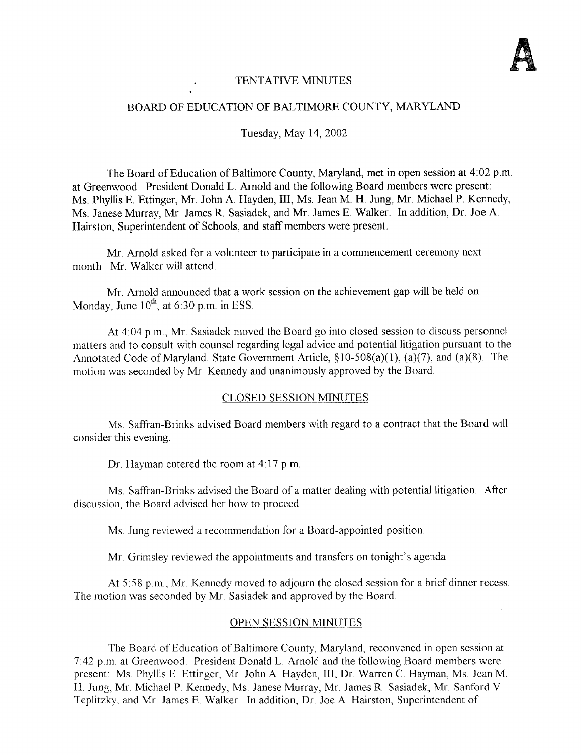**A**

# TENTATIVE MINUTES

## BOARD OF EDUCATION OF BALTIMORE COUNTY, MARYLAND

Tuesday, May 14, 2002

The Board of Education of Baltimore County, Maryland, met in open session at 4:02 p.m. at Greenwood. President Donald L. Arnold and the following Board members were present: Ms. Phyllis E. Ettinger, Mr. John A. Hayden, III, Ms. Jean M. H. Jung, Mr. Michael P. Kennedy, Ms. Janese Murray, Mr. James R. Sasiadek, and Mr. James E. Walker. In addition, Dr. Joe A. Hairston, Superintendent of Schools, and staff members were present.

Mr. Arnold asked for a volunteer to participate in a commencement ceremony next month. Mr. Walker will attend.

Mr. Arnold announced that a work session on the achievement gap will be held on Monday, June 10th, at 6:30 p.m. in ESS.

At 4:04 p.m., Mr. Sasiadek moved the Board go into closed session to discuss personnel matters and to consult with counsel regarding legal advice and potential litigation pursuant to the Annotated Code of Maryland, State Government Article, §10-508(a)(1), (a)(7), and (a)(8). The motion was seconded by Mr. Kennedy and unanimously approved by the Board.

### CLOSED SESSION MINUTES

Ms. Saffran-Brinks advised Board members with regard to a contract that the Board will consider this evening.

Dr. Hayman entered the room at 4:17 p.m.

Ms. Saffran-Brinks advised the Board of a matter dealing with potential litigation. After discussion, the Board advised her how to proceed.

Ms. Jung reviewed a recommendation for a Board-appointed position.

Mr. Grimsley reviewed the appointments and transfers on tonight's agenda.

At 5:58 p.m., Mr. Kennedy moved to adjourn the closed session for a brief dinner recess. The motion was seconded by Mr. Sasiadek and approved by the Board.

### OPEN SESSION MINUTES

The Board of Education of Baltimore County, Maryland, reconvened in open session at 7:42 p.m. at Greenwood. President Donald L. Arnold and the following Board members were present: Ms. Phyllis E. Ettinger, Mr. John A. Hayden, III, Dr. Warren C. Hayman, Ms. Jean M. H. Jung, Mr. Michael P. Kennedy, Ms. Janese Murray, Mr. James R. Sasiadek, Mr. Sanford V. Teplitzky, and Mr. James E. Walker. In addition, Dr. Joe A. Hairston, Superintendent of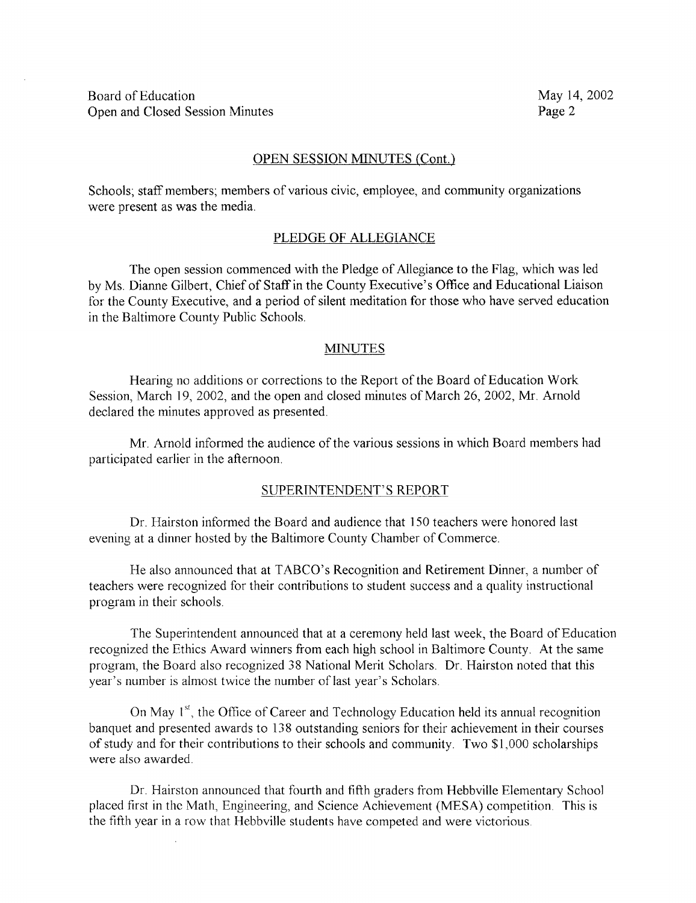## OPEN SESSION MINUTES (Cont.)

Schools; staff members; members of various civic, employee, and community organizations were present as was the media.

## PLEDGE OF ALLEGIANCE

The open session commenced with the Pledge of Allegiance to the Flag, which was led by Ms. Dianne Gilbert, Chief of Staff in the County Executive's Office and Educational Liaison for the County Executive, and a period of silent meditation for those who have served education in the Baltimore County Public Schools.

## MINUTES

Hearing no additions or corrections to the Report of the Board of Education Work Session, March 19, 2002, and the open and closed minutes of March 26, 2002, Mr. Arnold declared the minutes approved as presented.

Mr. Arnold informed the audience of the various sessions in which Board members had participated earlier in the afternoon.

## SUPERINTENDENT'S REPORT

Dr. Hairston informed the Board and audience that 150 teachers were honored last evening at a dinner hosted by the Baltimore County Chamber of Commerce.

He also announced that at TABCO's Recognition and Retirement Dinner, a number of teachers were recognized for their contributions to student success and a quality instructional program in their schools.

The Superintendent announced that at a ceremony held last week, the Board of Education recognized the Ethics Award winners from each high school in Baltimore County. At the same program, the Board also recognized 38 National Merit Scholars. Dr. Hairston noted that this year's number is almost twice the number of last year's Scholars.

On May 1st, the Office of Career and Technology Education held its annual recognition banquet and presented awards to 138 outstanding seniors for their achievement in their courses of study and for their contributions to their schools and community. Two $1,000 scholarships were also awarded.

Dr. Hairston announced that fourth and fifth graders from Hebbville Elementary School placed first in the Math, Engineering, and Science Achievement (MESA) competition. This is the fifth year in a row that Hebbville students have competed and were victorious.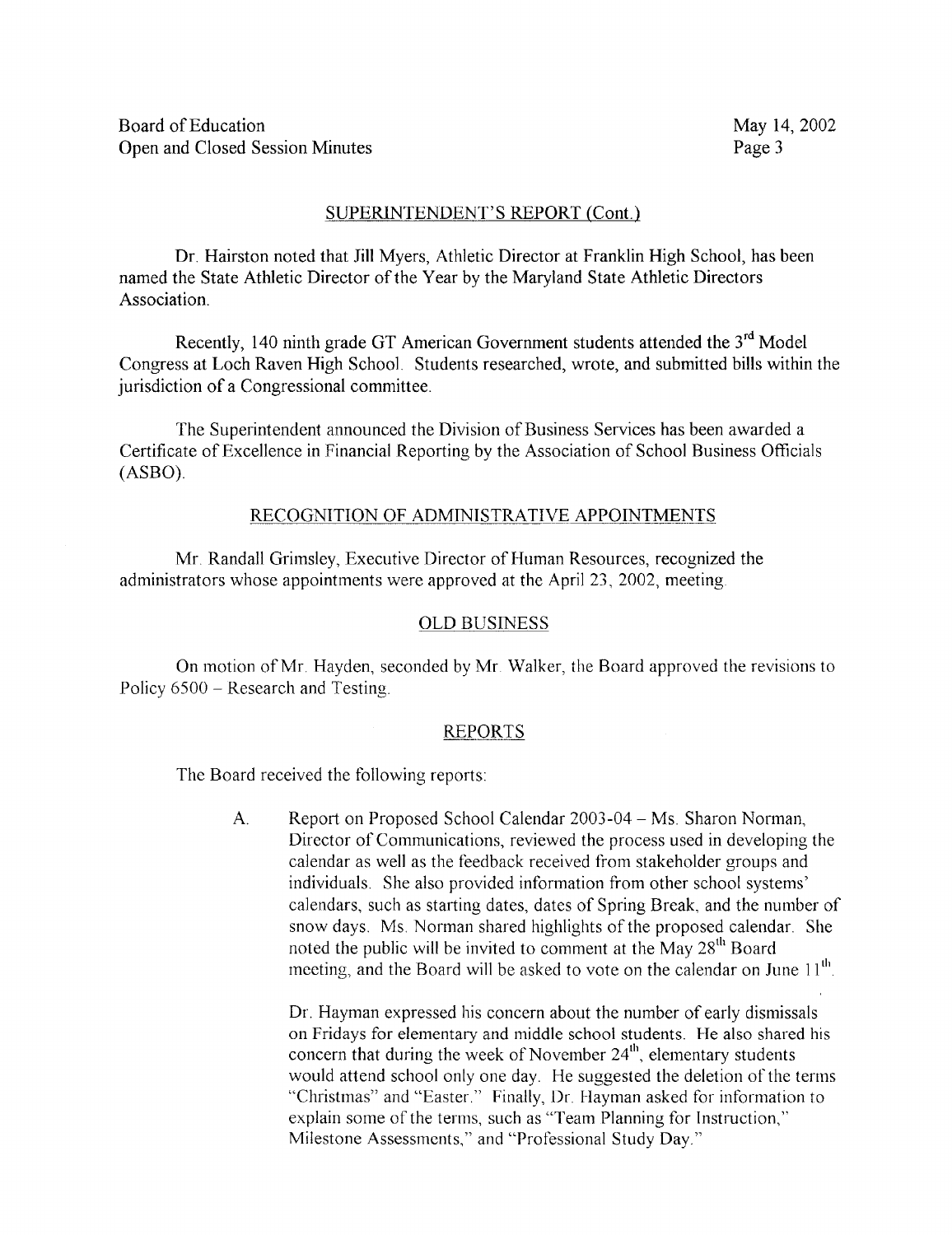## SUPERINTENDENT'S REPORT (Cont.)

Dr. Hairston noted that Jill Myers, Athletic Director at Franklin High School, has been named the State Athletic Director of the Year by the Maryland State Athletic Directors Association.

Recently, 140 ninth grade GT American Government students attended the 3rd Model Congress at Loch Raven High School. Students researched, wrote, and submitted bills within the jurisdiction of a Congressional committee.

The Superintendent announced the Division of Business Services has been awarded a Certificate of Excellence in Financial Reporting by the Association of School Business Officials (ASBO).

## RECOGNITION OF ADMINISTRATIVE APPOINTMENTS

Mr. Randall Grimsley, Executive Director of Human Resources, recognized the administrators whose appointments were approved at the April 23, 2002, meeting.

## OLD BUSINESS

On motion of Mr. Hayden, seconded by Mr. Walker, the Board approved the revisions to Policy 6500 – Research and Testing.

## REPORTS

The Board received the following reports:

A. Report on Proposed School Calendar 2003-04 – Ms. Sharon Norman, Director of Communications, reviewed the process used in developing the calendar as well as the feedback received from stakeholder groups and individuals. She also provided information from other school systems' calendars, such as starting dates, dates of Spring Break, and the number of snow days. Ms. Norman shared highlights of the proposed calendar. She noted the public will be invited to comment at the May 28th Board meeting, and the Board will be asked to vote on the calendar on June 11th.

   Dr. Hayman expressed his concern about the number of early dismissals on Fridays for elementary and middle school students. He also shared his concern that during the week of November 24th, elementary students would attend school only one day. He suggested the deletion of the terms "Christmas" and "Easter." Finally, Dr. Hayman asked for information to explain some of the terms, such as "Team Planning for Instruction," Milestone Assessments," and "Professional Study Day."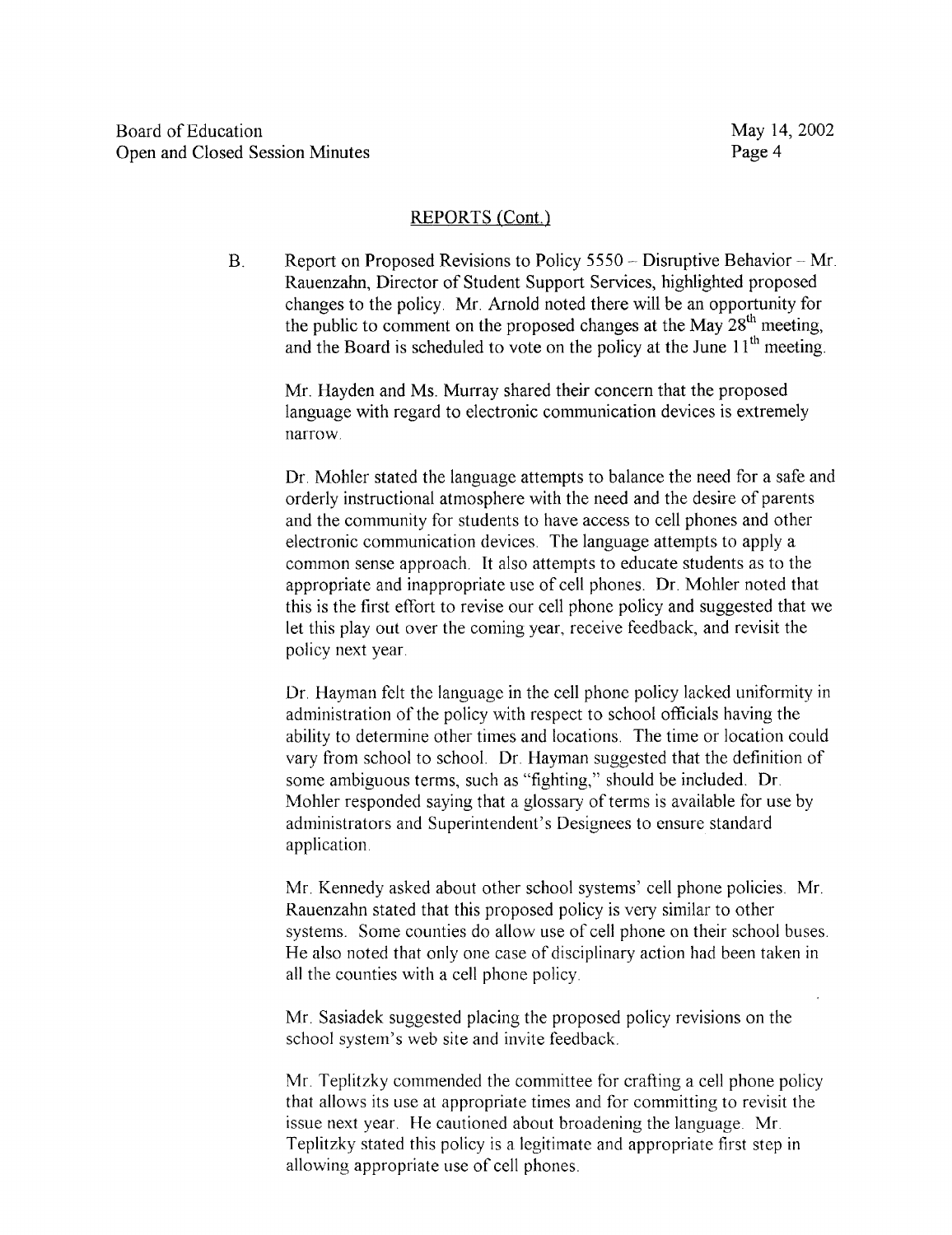## REPORTS (Cont.)

B. Report on Proposed Revisions to Policy 5550 – Disruptive Behavior – Mr. Rauenzahn, Director of Student Support Services, highlighted proposed changes to the policy. Mr. Arnold noted there will be an opportunity for the public to comment on the proposed changes at the May 28th meeting, and the Board is scheduled to vote on the policy at the June 11th meeting.

Mr. Hayden and Ms. Murray shared their concern that the proposed language with regard to electronic communication devices is extremely narrow.

Dr. Mohler stated the language attempts to balance the need for a safe and orderly instructional atmosphere with the need and the desire of parents and the community for students to have access to cell phones and other electronic communication devices. The language attempts to apply a common sense approach. It also attempts to educate students as to the appropriate and inappropriate use of cell phones. Dr. Mohler noted that this is the first effort to revise our cell phone policy and suggested that we let this play out over the coming year, receive feedback, and revisit the policy next year.

Dr. Hayman felt the language in the cell phone policy lacked uniformity in administration of the policy with respect to school officials having the ability to determine other times and locations. The time or location could vary from school to school. Dr. Hayman suggested that the definition of some ambiguous terms, such as "fighting," should be included. Dr. Mohler responded saying that a glossary of terms is available for use by administrators and Superintendent's Designees to ensure standard application.

Mr. Kennedy asked about other school systems' cell phone policies. Mr. Rauenzahn stated that this proposed policy is very similar to other systems. Some counties do allow use of cell phone on their school buses. He also noted that only one case of disciplinary action had been taken in all the counties with a cell phone policy.

Mr. Sasiadek suggested placing the proposed policy revisions on the school system's web site and invite feedback.

Mr. Teplitzky commended the committee for crafting a cell phone policy that allows its use at appropriate times and for committing to revisit the issue next year. He cautioned about broadening the language. Mr. Teplitzky stated this policy is a legitimate and appropriate first step in allowing appropriate use of cell phones.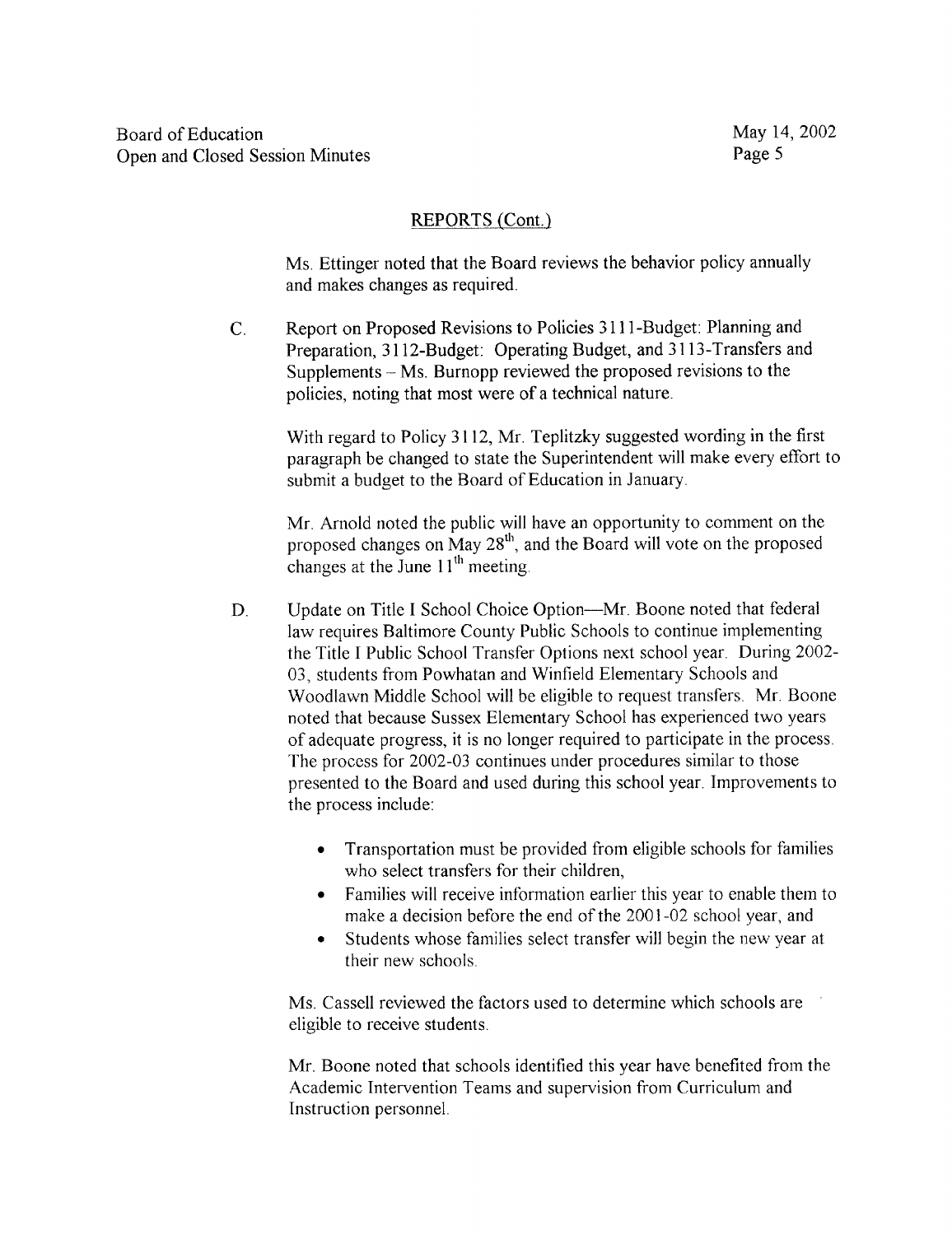## REPORTS (Cont.)

Ms. Ettinger noted that the Board reviews the behavior policy annually and makes changes as required.

C. Report on Proposed Revisions to Policies 3111-Budget: Planning and Preparation, 3112-Budget: Operating Budget, and 3113-Transfers and Supplements – Ms. Burnopp reviewed the proposed revisions to the policies, noting that most were of a technical nature.

With regard to Policy 3112, Mr. Teplitzky suggested wording in the first paragraph be changed to state the Superintendent will make every effort to submit a budget to the Board of Education in January.

Mr. Arnold noted the public will have an opportunity to comment on the proposed changes on May 28th, and the Board will vote on the proposed changes at the June 11th meeting.

D. Update on Title I School Choice Option—Mr. Boone noted that federal law requires Baltimore County Public Schools to continue implementing the Title I Public School Transfer Options next school year. During 2002-03, students from Powhatan and Winfield Elementary Schools and Woodlawn Middle School will be eligible to request transfers. Mr. Boone noted that because Sussex Elementary School has experienced two years of adequate progress, it is no longer required to participate in the process. The process for 2002-03 continues under procedures similar to those presented to the Board and used during this school year. Improvements to the process include:

- Transportation must be provided from eligible schools for families who select transfers for their children,
- Families will receive information earlier this year to enable them to make a decision before the end of the 2001-02 school year, and
- Students whose families select transfer will begin the new year at their new schools.

Ms. Cassell reviewed the factors used to determine which schools are eligible to receive students.

Mr. Boone noted that schools identified this year have benefited from the Academic Intervention Teams and supervision from Curriculum and Instruction personnel.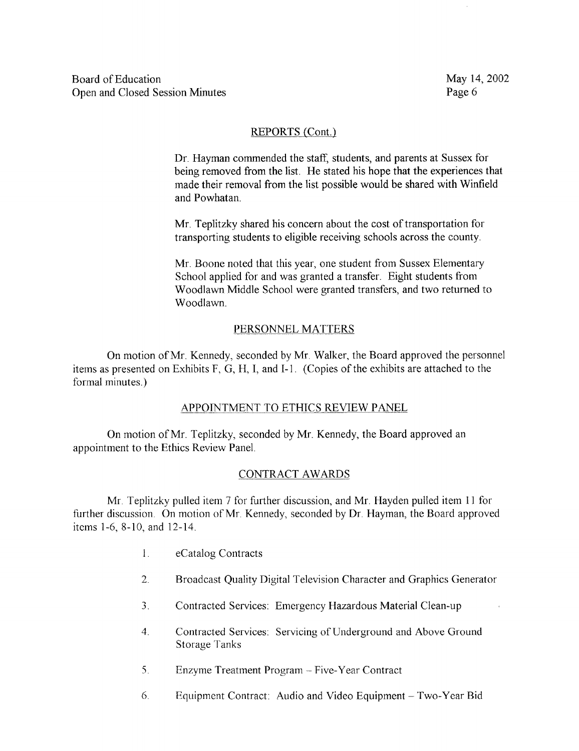## REPORTS (Cont.)

Dr. Hayman commended the staff, students, and parents at Sussex for being removed from the list. He stated his hope that the experiences that made their removal from the list possible would be shared with Winfield and Powhatan.

Mr. Teplitzky shared his concern about the cost of transportation for transporting students to eligible receiving schools across the county.

Mr. Boone noted that this year, one student from Sussex Elementary School applied for and was granted a transfer. Eight students from Woodlawn Middle School were granted transfers, and two returned to Woodlawn.

## PERSONNEL MATTERS

On motion of Mr. Kennedy, seconded by Mr. Walker, the Board approved the personnel items as presented on Exhibits F, G, H, I, and I-1. (Copies of the exhibits are attached to the formal minutes.)

## APPOINTMENT TO ETHICS REVIEW PANEL

On motion of Mr. Teplitzky, seconded by Mr. Kennedy, the Board approved an appointment to the Ethics Review Panel.

## CONTRACT AWARDS

Mr. Teplitzky pulled item 7 for further discussion, and Mr. Hayden pulled item 11 for further discussion. On motion of Mr. Kennedy, seconded by Dr. Hayman, the Board approved items 1-6, 8-10, and 12-14.

1. eCatalog Contracts
2. Broadcast Quality Digital Television Character and Graphics Generator
3. Contracted Services: Emergency Hazardous Material Clean-up
4. Contracted Services: Servicing of Underground and Above Ground Storage Tanks
5. Enzyme Treatment Program – Five-Year Contract
6. Equipment Contract: Audio and Video Equipment – Two-Year Bid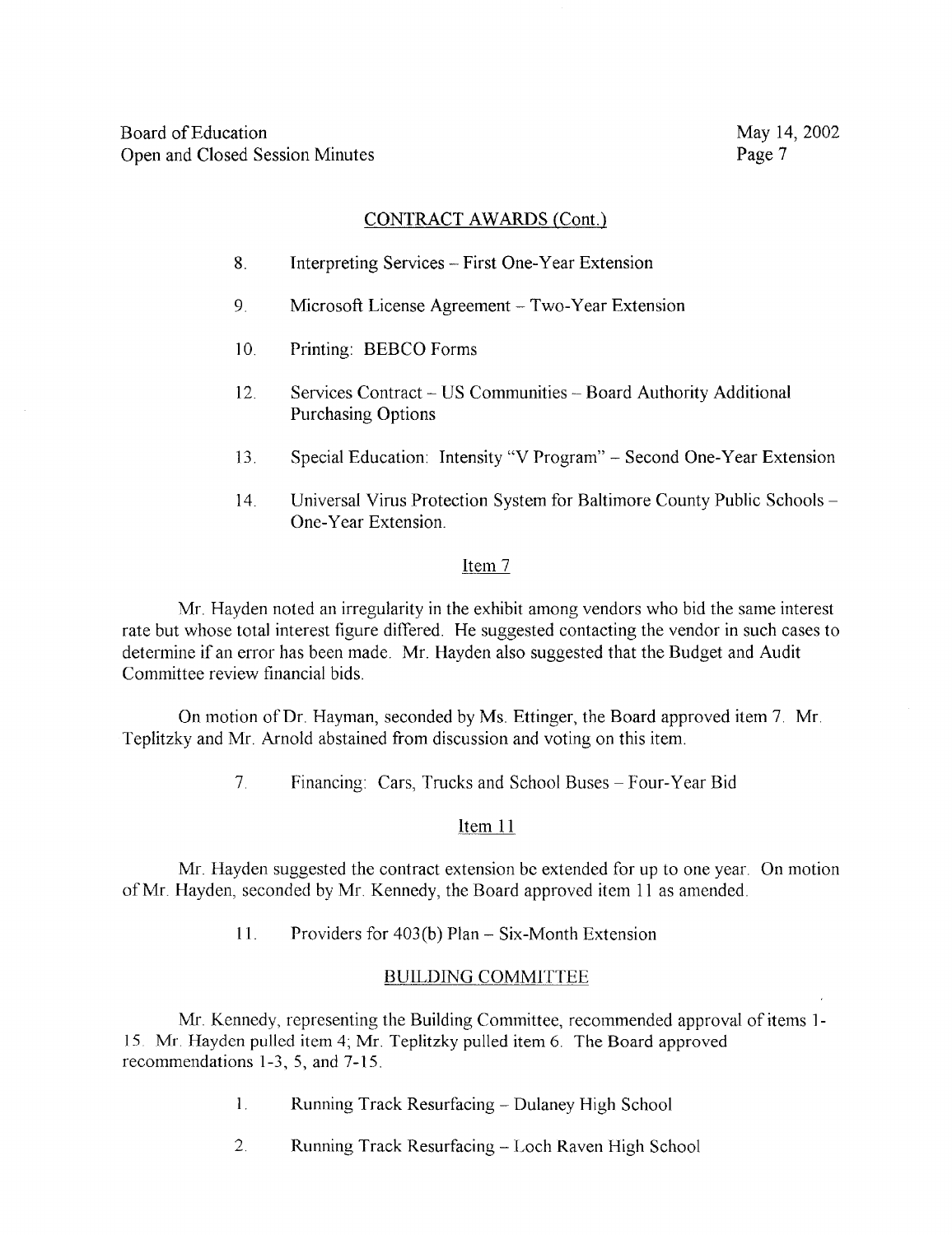## CONTRACT AWARDS (Cont.)

8. Interpreting Services – First One-Year Extension

9. Microsoft License Agreement – Two-Year Extension

10. Printing: BEBCO Forms

12. Services Contract – US Communities – Board Authority Additional Purchasing Options

13. Special Education: Intensity "V Program" – Second One-Year Extension

14. Universal Virus Protection System for Baltimore County Public Schools – One-Year Extension.

### Item 7

Mr. Hayden noted an irregularity in the exhibit among vendors who bid the same interest rate but whose total interest figure differed. He suggested contacting the vendor in such cases to determine if an error has been made. Mr. Hayden also suggested that the Budget and Audit Committee review financial bids.

On motion of Dr. Hayman, seconded by Ms. Ettinger, the Board approved item 7. Mr. Teplitzky and Mr. Arnold abstained from discussion and voting on this item.

7. Financing: Cars, Trucks and School Buses – Four-Year Bid

### Item 11

Mr. Hayden suggested the contract extension be extended for up to one year. On motion of Mr. Hayden, seconded by Mr. Kennedy, the Board approved item 11 as amended.

11. Providers for 403(b) Plan – Six-Month Extension

## BUILDING COMMITTEE

Mr. Kennedy, representing the Building Committee, recommended approval of items 1-15. Mr. Hayden pulled item 4; Mr. Teplitzky pulled item 6. The Board approved recommendations 1-3, 5, and 7-15.

1. Running Track Resurfacing – Dulaney High School

2. Running Track Resurfacing – Loch Raven High School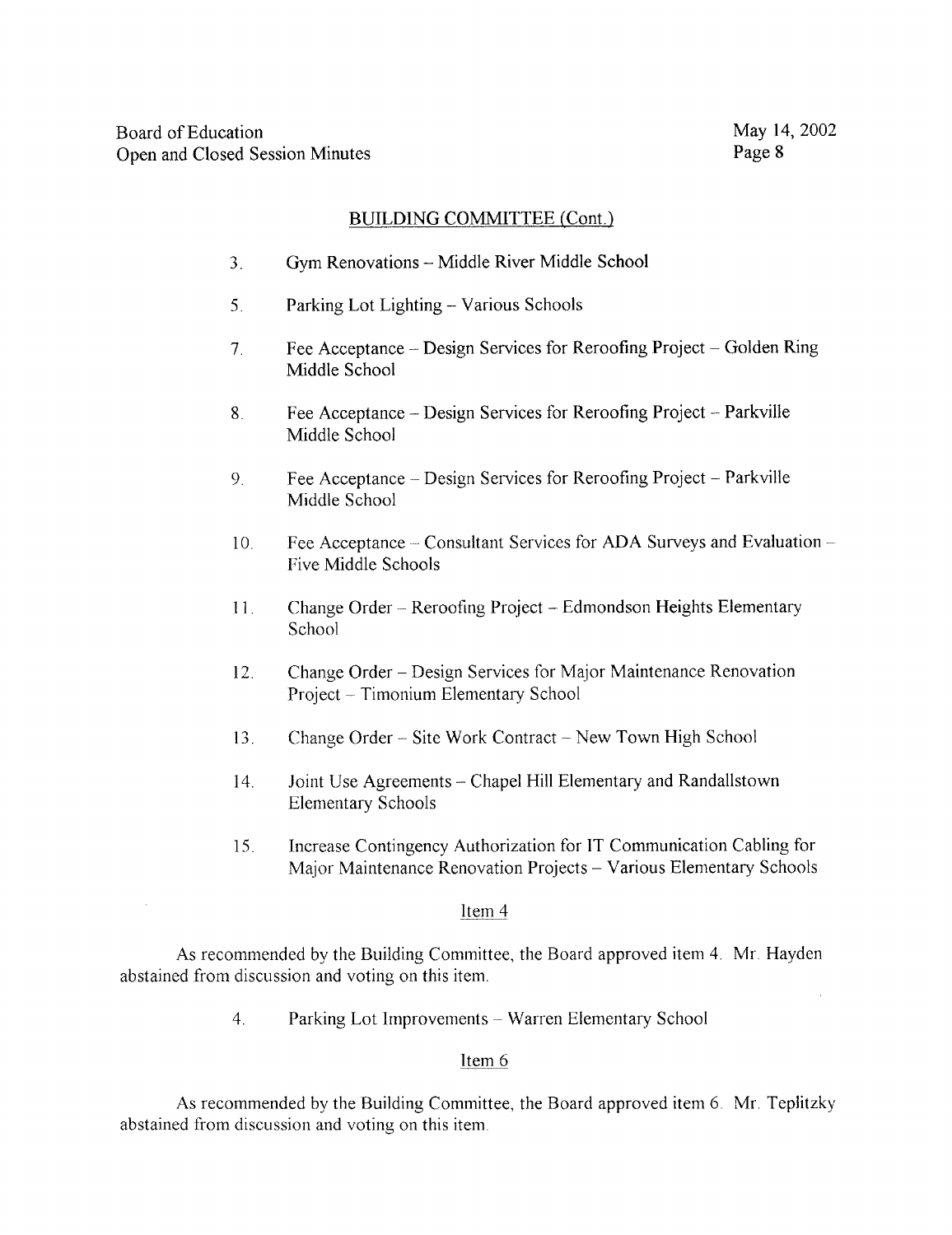## BUILDING COMMITTEE (Cont.)

3. Gym Renovations – Middle River Middle School

5. Parking Lot Lighting – Various Schools

7. Fee Acceptance – Design Services for Reroofing Project – Golden Ring Middle School

8. Fee Acceptance – Design Services for Reroofing Project – Parkville Middle School

9. Fee Acceptance – Design Services for Reroofing Project – Parkville Middle School

10. Fee Acceptance – Consultant Services for ADA Surveys and Evaluation – Five Middle Schools

11. Change Order – Reroofing Project – Edmondson Heights Elementary School

12. Change Order – Design Services for Major Maintenance Renovation Project – Timonium Elementary School

13. Change Order – Site Work Contract – New Town High School

14. Joint Use Agreements – Chapel Hill Elementary and Randallstown Elementary Schools

15. Increase Contingency Authorization for IT Communication Cabling for Major Maintenance Renovation Projects – Various Elementary Schools

### Item 4

As recommended by the Building Committee, the Board approved item 4. Mr. Hayden abstained from discussion and voting on this item.

4. Parking Lot Improvements – Warren Elementary School

### Item 6

As recommended by the Building Committee, the Board approved item 6. Mr. Teplitzky abstained from discussion and voting on this item.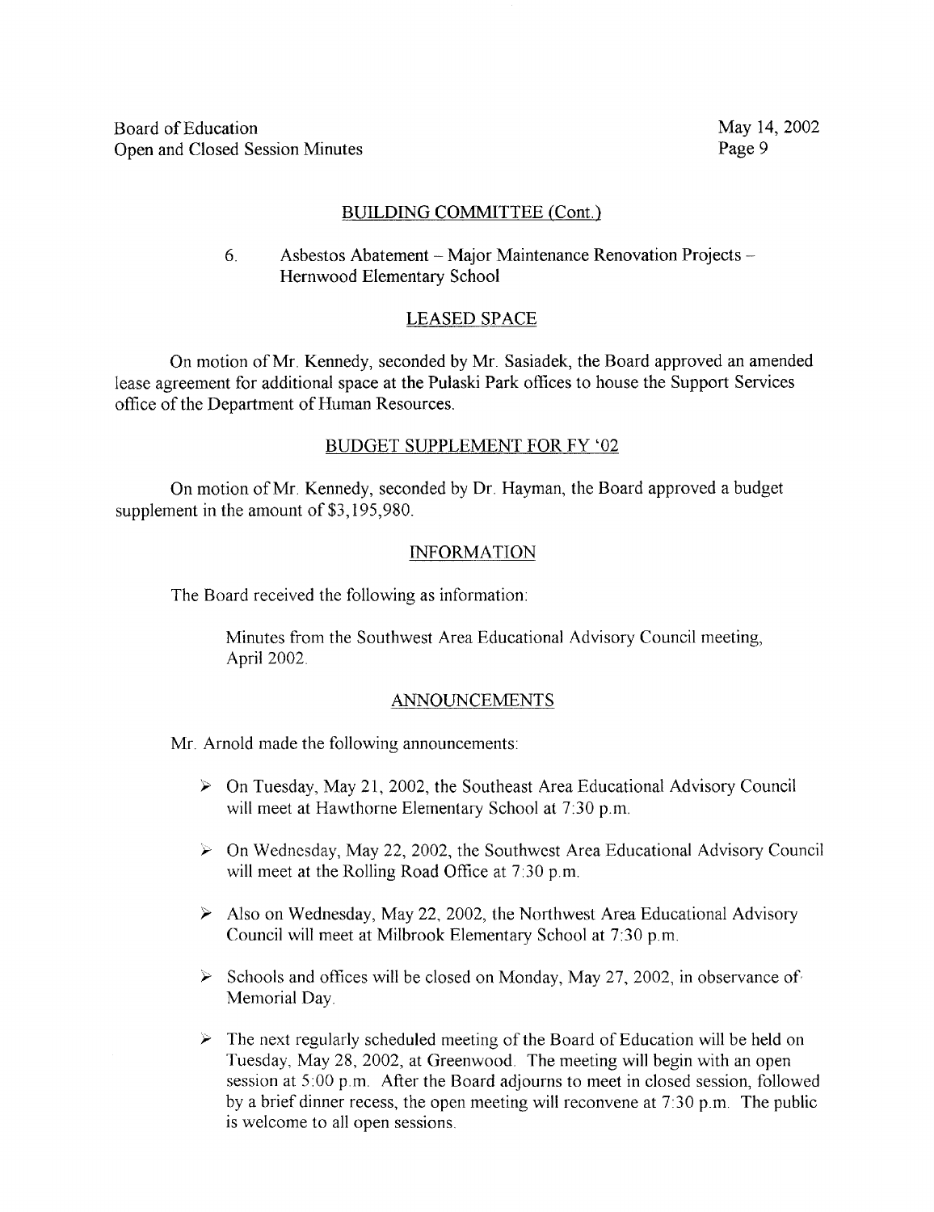## BUILDING COMMITTEE (Cont.)

6. Asbestos Abatement – Major Maintenance Renovation Projects – Hernwood Elementary School

## LEASED SPACE

On motion of Mr. Kennedy, seconded by Mr. Sasiadek, the Board approved an amended lease agreement for additional space at the Pulaski Park offices to house the Support Services office of the Department of Human Resources.

## BUDGET SUPPLEMENT FOR FY '02

On motion of Mr. Kennedy, seconded by Dr. Hayman, the Board approved a budget supplement in the amount of $3,195,980.

## INFORMATION

The Board received the following as information:

> Minutes from the Southwest Area Educational Advisory Council meeting, April 2002.

## ANNOUNCEMENTS

Mr. Arnold made the following announcements:

- On Tuesday, May 21, 2002, the Southeast Area Educational Advisory Council will meet at Hawthorne Elementary School at 7:30 p.m.
- On Wednesday, May 22, 2002, the Southwest Area Educational Advisory Council will meet at the Rolling Road Office at 7:30 p.m.
- Also on Wednesday, May 22, 2002, the Northwest Area Educational Advisory Council will meet at Milbrook Elementary School at 7:30 p.m.
- Schools and offices will be closed on Monday, May 27, 2002, in observance of Memorial Day.
- The next regularly scheduled meeting of the Board of Education will be held on Tuesday, May 28, 2002, at Greenwood. The meeting will begin with an open session at 5:00 p.m. After the Board adjourns to meet in closed session, followed by a brief dinner recess, the open meeting will reconvene at 7:30 p.m. The public is welcome to all open sessions.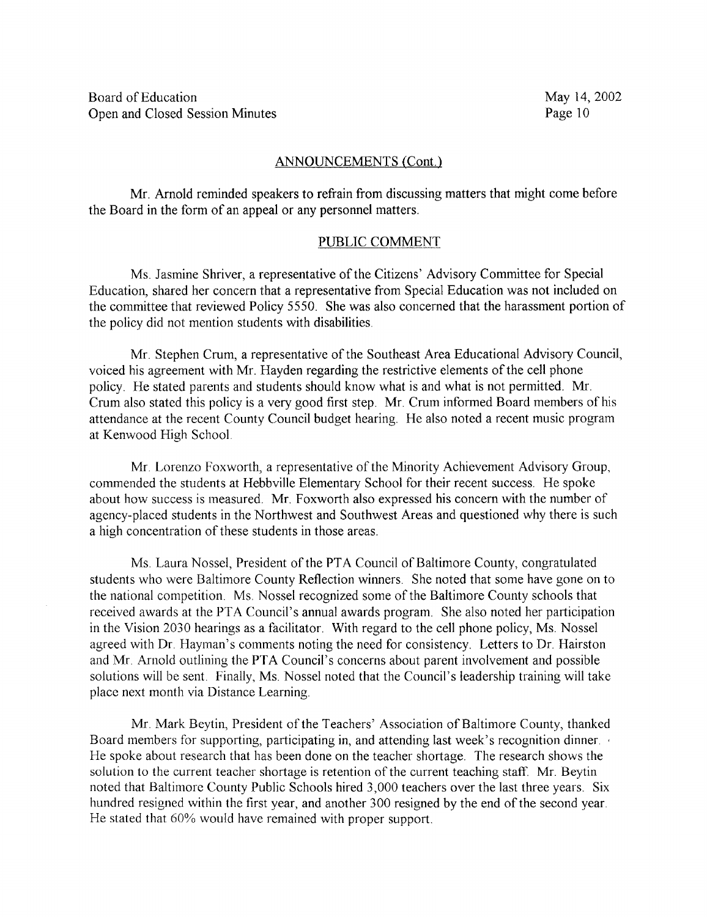## ANNOUNCEMENTS (Cont.)

Mr. Arnold reminded speakers to refrain from discussing matters that might come before the Board in the form of an appeal or any personnel matters.

## PUBLIC COMMENT

Ms. Jasmine Shriver, a representative of the Citizens' Advisory Committee for Special Education, shared her concern that a representative from Special Education was not included on the committee that reviewed Policy 5550. She was also concerned that the harassment portion of the policy did not mention students with disabilities.

Mr. Stephen Crum, a representative of the Southeast Area Educational Advisory Council, voiced his agreement with Mr. Hayden regarding the restrictive elements of the cell phone policy. He stated parents and students should know what is and what is not permitted. Mr. Crum also stated this policy is a very good first step. Mr. Crum informed Board members of his attendance at the recent County Council budget hearing. He also noted a recent music program at Kenwood High School.

Mr. Lorenzo Foxworth, a representative of the Minority Achievement Advisory Group, commended the students at Hebbville Elementary School for their recent success. He spoke about how success is measured. Mr. Foxworth also expressed his concern with the number of agency-placed students in the Northwest and Southwest Areas and questioned why there is such a high concentration of these students in those areas.

Ms. Laura Nossel, President of the PTA Council of Baltimore County, congratulated students who were Baltimore County Reflection winners. She noted that some have gone on to the national competition. Ms. Nossel recognized some of the Baltimore County schools that received awards at the PTA Council's annual awards program. She also noted her participation in the Vision 2030 hearings as a facilitator. With regard to the cell phone policy, Ms. Nossel agreed with Dr. Hayman's comments noting the need for consistency. Letters to Dr. Hairston and Mr. Arnold outlining the PTA Council's concerns about parent involvement and possible solutions will be sent. Finally, Ms. Nossel noted that the Council's leadership training will take place next month via Distance Learning.

Mr. Mark Beytin, President of the Teachers' Association of Baltimore County, thanked Board members for supporting, participating in, and attending last week's recognition dinner. He spoke about research that has been done on the teacher shortage. The research shows the solution to the current teacher shortage is retention of the current teaching staff. Mr. Beytin noted that Baltimore County Public Schools hired 3,000 teachers over the last three years. Six hundred resigned within the first year, and another 300 resigned by the end of the second year. He stated that 60% would have remained with proper support.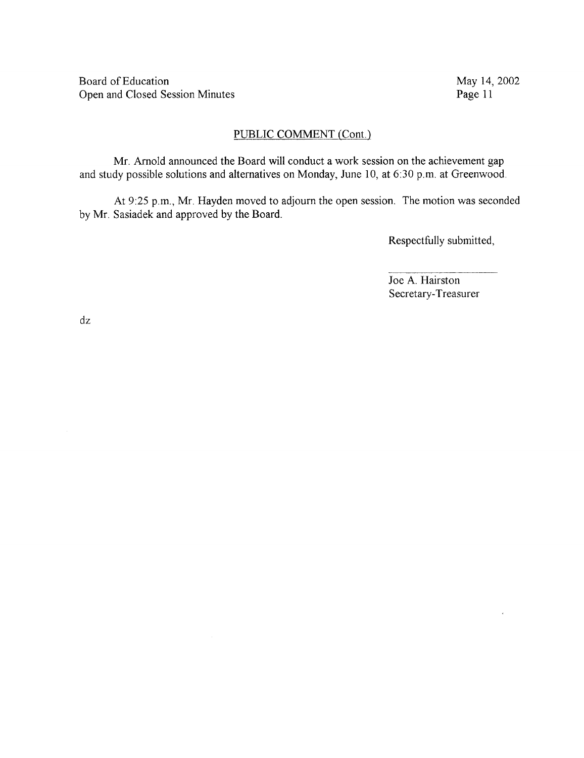## PUBLIC COMMENT (Cont.)

Mr. Arnold announced the Board will conduct a work session on the achievement gap and study possible solutions and alternatives on Monday, June 10, at 6:30 p.m. at Greenwood.

At 9:25 p.m., Mr. Hayden moved to adjourn the open session. The motion was seconded by Mr. Sasiadek and approved by the Board.

Respectfully submitted,

Joe A. Hairston
Secretary-Treasurer

dz